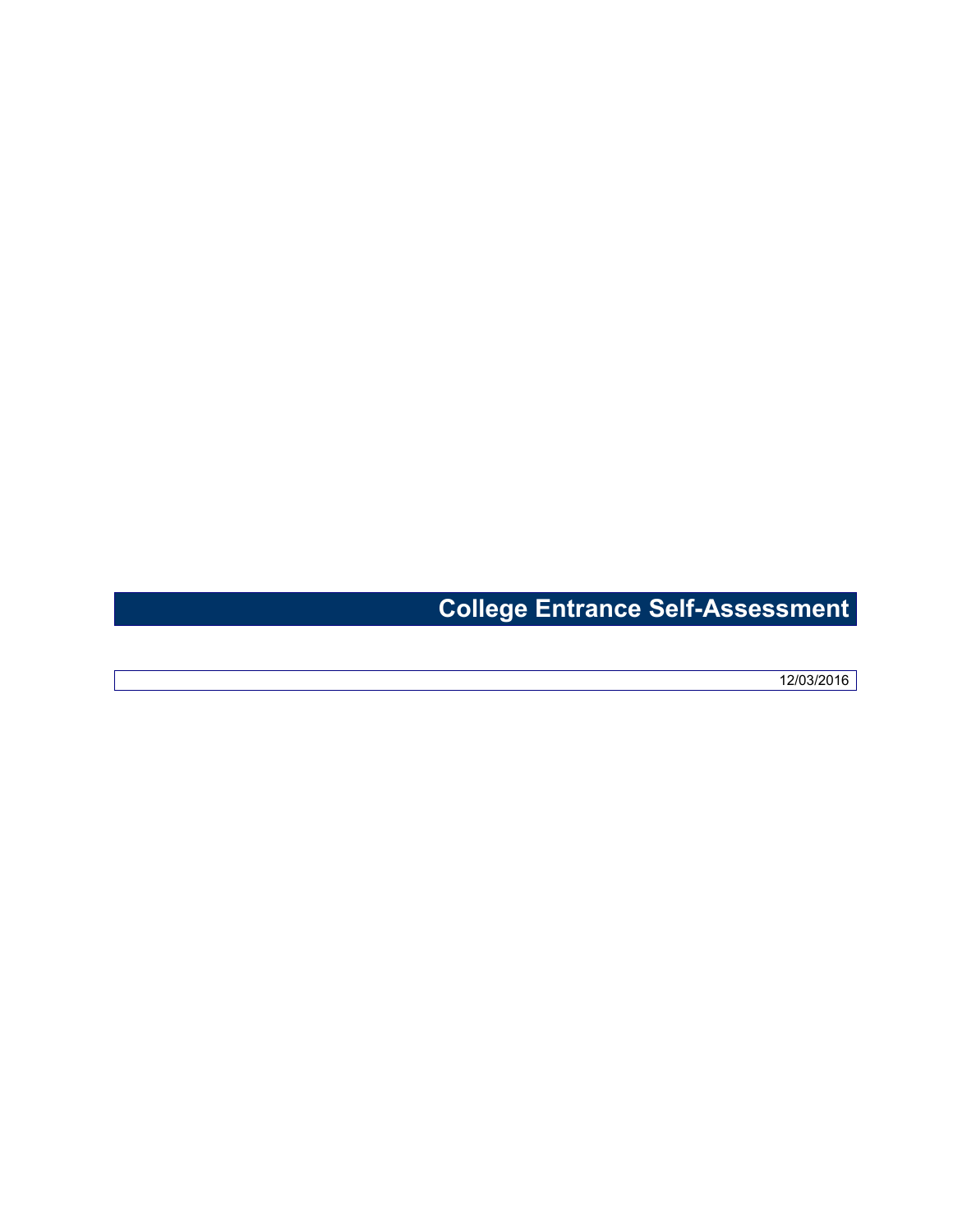# College Entrance Self-Assessment

12/03/2016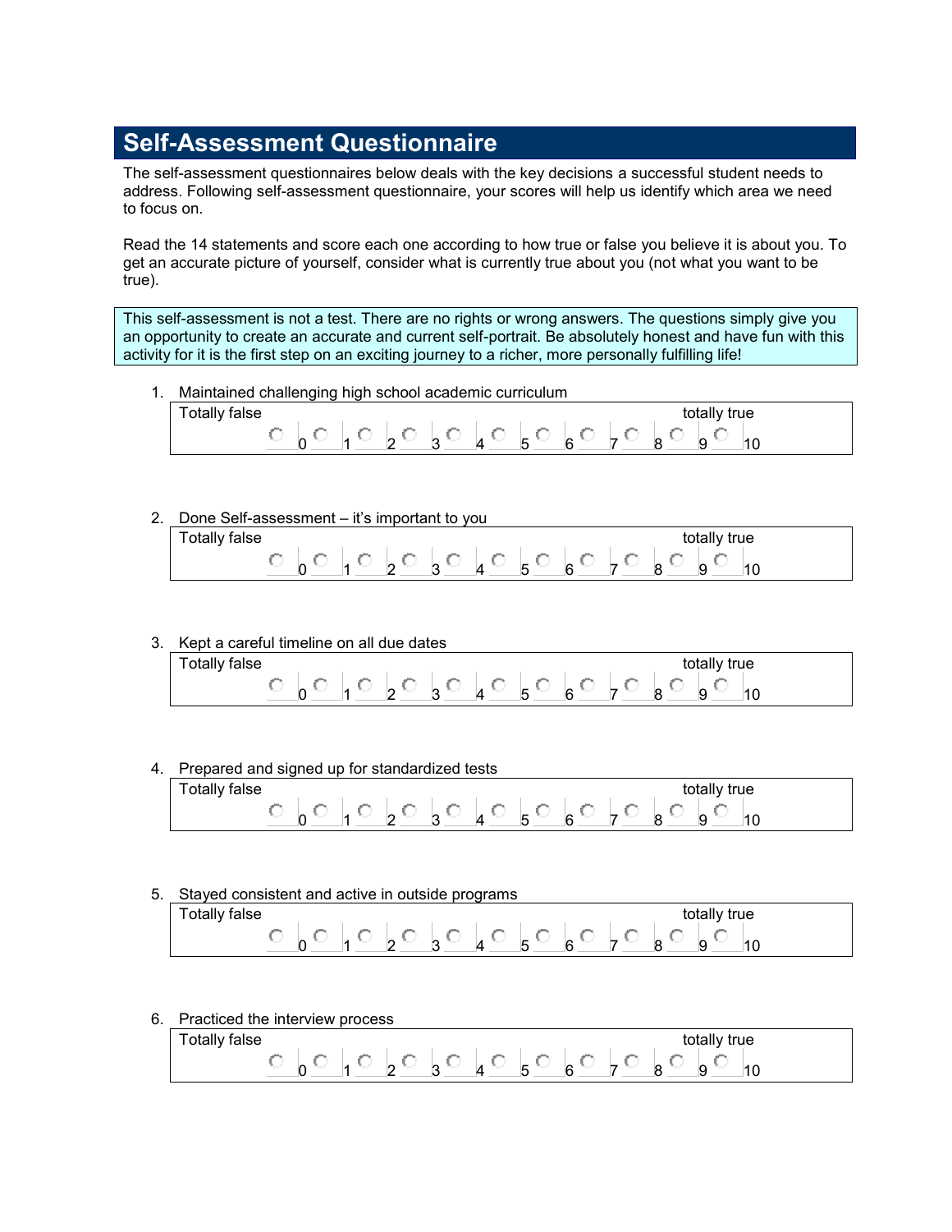# Self-Assessment Questionnaire

The self-assessment questionnaires below deals with the key decisions a successful student needs to address. Following self-assessment questionnaire, your scores will help us identify which area we need to focus on.

Read the 14 statements and score each one according to how true or false you believe it is about you. To get an accurate picture of yourself, consider what is currently true about you (not what you want to be true).

> This self-assessment is not a test. There are no rights or wrong answers. The questions simply give you an opportunity to create an accurate and current self-portrait. Be absolutely honest and have fun with this activity for it is the first step on an exciting journey to a richer, more personally fulfilling life!

1. Maintained challenging high school academic curriculum

   Totally false ○ 0 ○ 1 ○ 2 ○ 3 ○ 4 ○ 5 ○ 6 ○ 7 ○ 8 ○ 9 ○ 10 totally true

2. Done Self-assessment – it's important to you

   Totally false ○ 0 ○ 1 ○ 2 ○ 3 ○ 4 ○ 5 ○ 6 ○ 7 ○ 8 ○ 9 ○ 10 totally true

3. Kept a careful timeline on all due dates

   Totally false ○ 0 ○ 1 ○ 2 ○ 3 ○ 4 ○ 5 ○ 6 ○ 7 ○ 8 ○ 9 ○ 10 totally true

4. Prepared and signed up for standardized tests

   Totally false ○ 0 ○ 1 ○ 2 ○ 3 ○ 4 ○ 5 ○ 6 ○ 7 ○ 8 ○ 9 ○ 10 totally true

5. Stayed consistent and active in outside programs

   Totally false ○ 0 ○ 1 ○ 2 ○ 3 ○ 4 ○ 5 ○ 6 ○ 7 ○ 8 ○ 9 ○ 10 totally true

6. Practiced the interview process

   Totally false ○ 0 ○ 1 ○ 2 ○ 3 ○ 4 ○ 5 ○ 6 ○ 7 ○ 8 ○ 9 ○ 10 totally true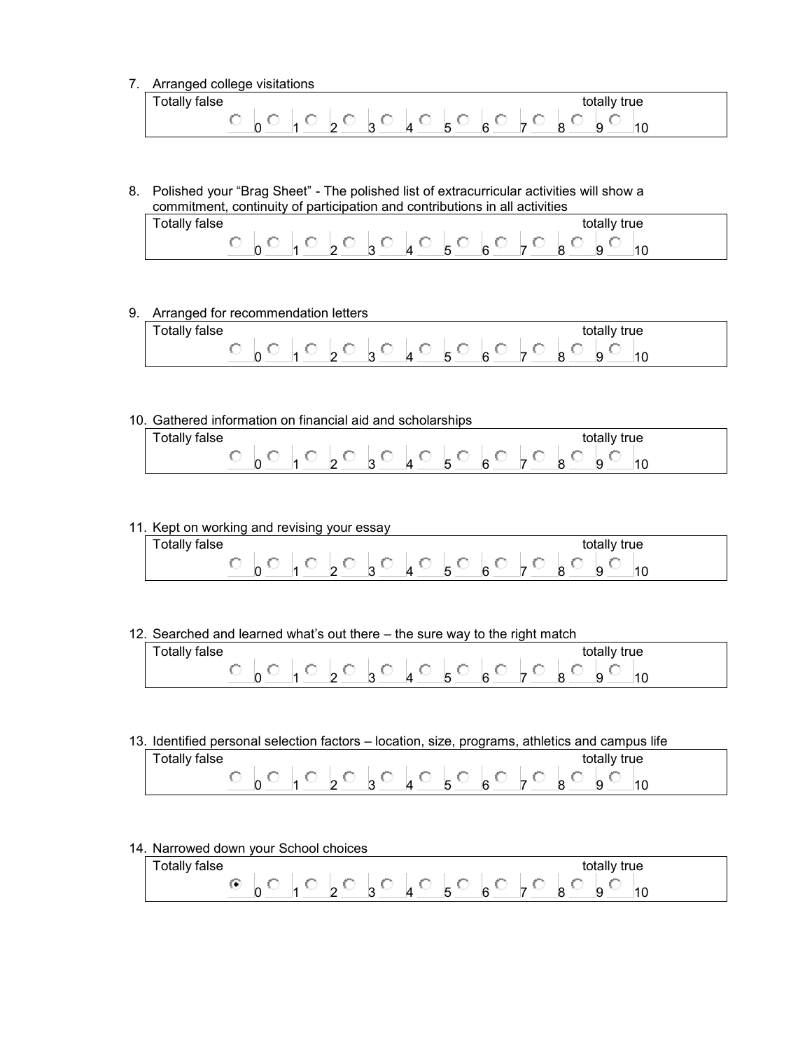7. Arranged college visitations

| Totally false | | | | | | | | | | totally true |
|---|---|---|---|---|---|---|---|---|---|---|
| ○ 0 | ○ 1 | ○ 2 | ○ 3 | ○ 4 | ○ 5 | ○ 6 | ○ 7 | ○ 8 | ○ 9 | ○ 10 |

8. Polished your "Brag Sheet" - The polished list of extracurricular activities will show a commitment, continuity of participation and contributions in all activities

| Totally false | | | | | | | | | | totally true |
|---|---|---|---|---|---|---|---|---|---|---|
| ○ 0 | ○ 1 | ○ 2 | ○ 3 | ○ 4 | ○ 5 | ○ 6 | ○ 7 | ○ 8 | ○ 9 | ○ 10 |

9. Arranged for recommendation letters

| Totally false | | | | | | | | | | totally true |
|---|---|---|---|---|---|---|---|---|---|---|
| ○ 0 | ○ 1 | ○ 2 | ○ 3 | ○ 4 | ○ 5 | ○ 6 | ○ 7 | ○ 8 | ○ 9 | ○ 10 |

10. Gathered information on financial aid and scholarships

| Totally false | | | | | | | | | | totally true |
|---|---|---|---|---|---|---|---|---|---|---|
| ○ 0 | ○ 1 | ○ 2 | ○ 3 | ○ 4 | ○ 5 | ○ 6 | ○ 7 | ○ 8 | ○ 9 | ○ 10 |

11. Kept on working and revising your essay

| Totally false | | | | | | | | | | totally true |
|---|---|---|---|---|---|---|---|---|---|---|
| ○ 0 | ○ 1 | ○ 2 | ○ 3 | ○ 4 | ○ 5 | ○ 6 | ○ 7 | ○ 8 | ○ 9 | ○ 10 |

12. Searched and learned what's out there – the sure way to the right match

| Totally false | | | | | | | | | | totally true |
|---|---|---|---|---|---|---|---|---|---|---|
| ○ 0 | ○ 1 | ○ 2 | ○ 3 | ○ 4 | ○ 5 | ○ 6 | ○ 7 | ○ 8 | ○ 9 | ○ 10 |

13. Identified personal selection factors – location, size, programs, athletics and campus life

| Totally false | | | | | | | | | | totally true |
|---|---|---|---|---|---|---|---|---|---|---|
| ○ 0 | ○ 1 | ○ 2 | ○ 3 | ○ 4 | ○ 5 | ○ 6 | ○ 7 | ○ 8 | ○ 9 | ○ 10 |

14. Narrowed down your School choices

| Totally false | | | | | | | | | | totally true |
|---|---|---|---|---|---|---|---|---|---|---|
| ◉ 0 | ○ 1 | ○ 2 | ○ 3 | ○ 4 | ○ 5 | ○ 6 | ○ 7 | ○ 8 | ○ 9 | ○ 10 |